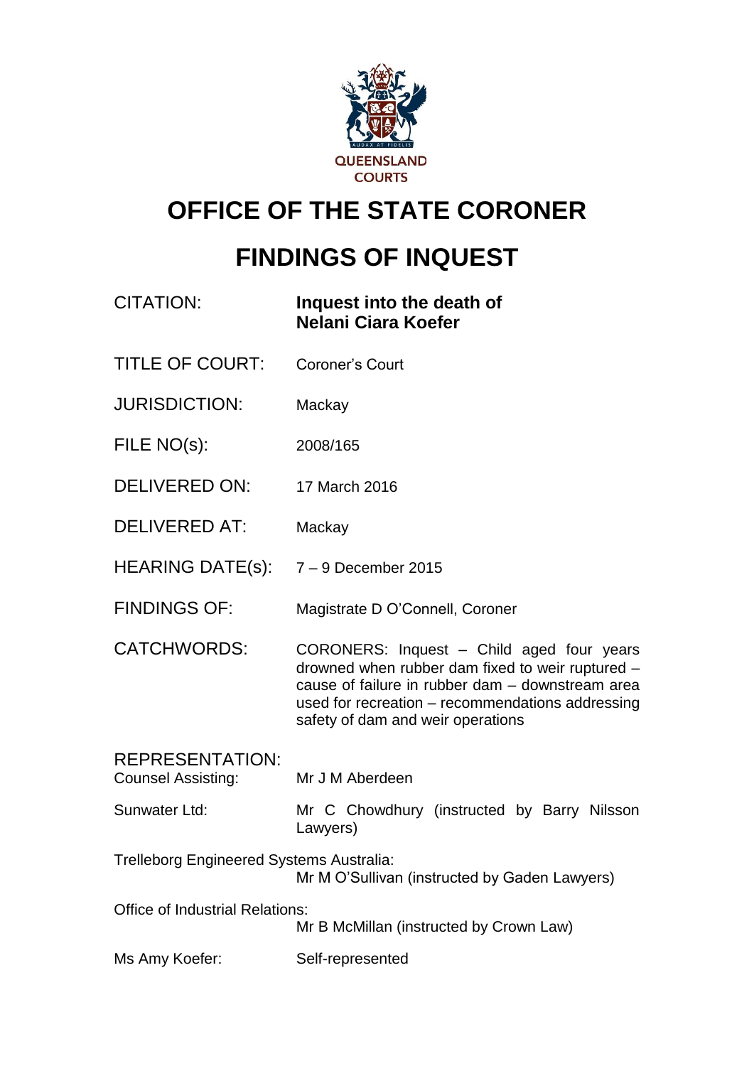QUEENSLAND COURTS

# OFFICE OF THE STATE CORONER

# FINDINGS OF INQUEST

| | |
|---|---|
| CITATION: | **Inquest into the death of Nelani Ciara Koefer** |
| TITLE OF COURT: | Coroner's Court |
| JURISDICTION: | Mackay |
| FILE NO(s): | 2008/165 |
| DELIVERED ON: | 17 March 2016 |
| DELIVERED AT: | Mackay |
| HEARING DATE(s): | 7 – 9 December 2015 |
| FINDINGS OF: | Magistrate D O'Connell, Coroner |
| CATCHWORDS: | CORONERS: Inquest – Child aged four years drowned when rubber dam fixed to weir ruptured – cause of failure in rubber dam – downstream area used for recreation – recommendations addressing safety of dam and weir operations |

REPRESENTATION:

| | |
|---|---|
| Counsel Assisting: | Mr J M Aberdeen |
| Sunwater Ltd: | Mr C Chowdhury (instructed by Barry Nilsson Lawyers) |
| Trelleborg Engineered Systems Australia: | Mr M O'Sullivan (instructed by Gaden Lawyers) |
| Office of Industrial Relations: | Mr B McMillan (instructed by Crown Law) |
| Ms Amy Koefer: | Self-represented |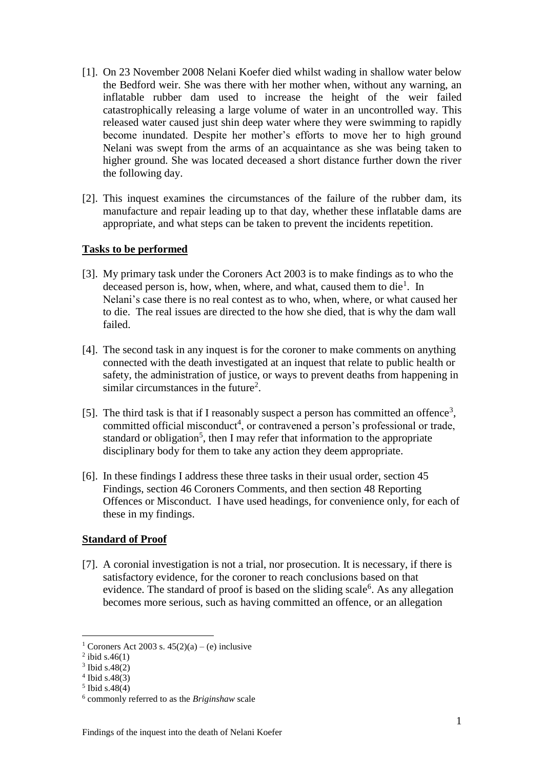[1]. On 23 November 2008 Nelani Koefer died whilst wading in shallow water below the Bedford weir. She was there with her mother when, without any warning, an inflatable rubber dam used to increase the height of the weir failed catastrophically releasing a large volume of water in an uncontrolled way. This released water caused just shin deep water where they were swimming to rapidly become inundated. Despite her mother's efforts to move her to high ground Nelani was swept from the arms of an acquaintance as she was being taken to higher ground. She was located deceased a short distance further down the river the following day.

[2]. This inquest examines the circumstances of the failure of the rubber dam, its manufacture and repair leading up to that day, whether these inflatable dams are appropriate, and what steps can be taken to prevent the incidents repetition.

## Tasks to be performed

[3]. My primary task under the Coroners Act 2003 is to make findings as to who the deceased person is, how, when, where, and what, caused them to die[1]. In Nelani's case there is no real contest as to who, when, where, or what caused her to die. The real issues are directed to the how she died, that is why the dam wall failed.

[4]. The second task in any inquest is for the coroner to make comments on anything connected with the death investigated at an inquest that relate to public health or safety, the administration of justice, or ways to prevent deaths from happening in similar circumstances in the future[2].

[5]. The third task is that if I reasonably suspect a person has committed an offence[3], committed official misconduct[4], or contravened a person's professional or trade, standard or obligation[5], then I may refer that information to the appropriate disciplinary body for them to take any action they deem appropriate.

[6]. In these findings I address these three tasks in their usual order, section 45 Findings, section 46 Coroners Comments, and then section 48 Reporting Offences or Misconduct. I have used headings, for convenience only, for each of these in my findings.

## Standard of Proof

[7]. A coronial investigation is not a trial, nor prosecution. It is necessary, if there is satisfactory evidence, for the coroner to reach conclusions based on that evidence. The standard of proof is based on the sliding scale[6]. As any allegation becomes more serious, such as having committed an offence, or an allegation

---

[1] Coroners Act 2003 s. 45(2)(a) – (e) inclusive
[2] ibid s.46(1)
[3] Ibid s.48(2)
[4] Ibid s.48(3)
[5] Ibid s.48(4)
[6] commonly referred to as the *Briginshaw* scale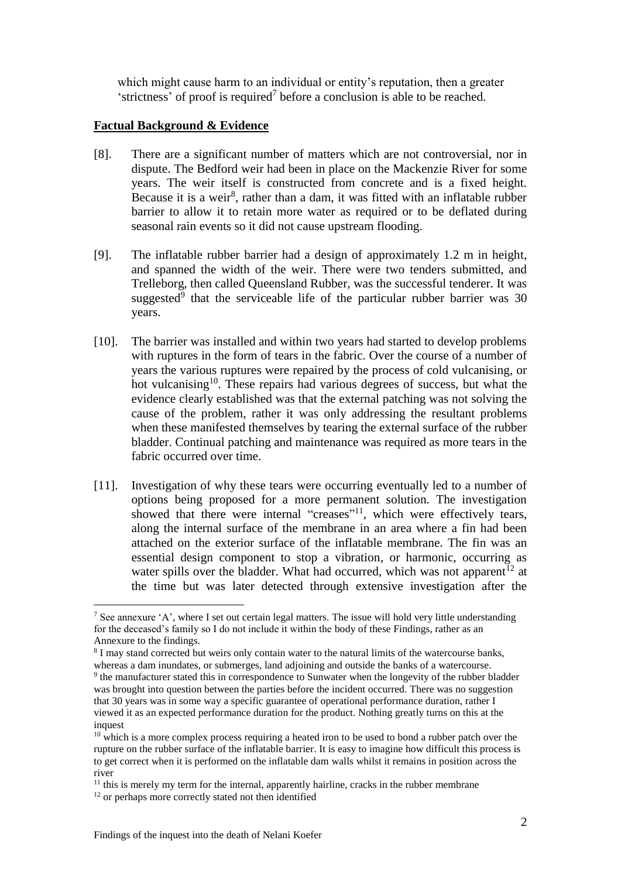which might cause harm to an individual or entity's reputation, then a greater 'strictness' of proof is required[7] before a conclusion is able to be reached.

**Factual Background & Evidence**

[8]. There are a significant number of matters which are not controversial, nor in dispute. The Bedford weir had been in place on the Mackenzie River for some years. The weir itself is constructed from concrete and is a fixed height. Because it is a weir[8], rather than a dam, it was fitted with an inflatable rubber barrier to allow it to retain more water as required or to be deflated during seasonal rain events so it did not cause upstream flooding.

[9]. The inflatable rubber barrier had a design of approximately 1.2 m in height, and spanned the width of the weir. There were two tenders submitted, and Trelleborg, then called Queensland Rubber, was the successful tenderer. It was suggested[9] that the serviceable life of the particular rubber barrier was 30 years.

[10]. The barrier was installed and within two years had started to develop problems with ruptures in the form of tears in the fabric. Over the course of a number of years the various ruptures were repaired by the process of cold vulcanising, or hot vulcanising[10]. These repairs had various degrees of success, but what the evidence clearly established was that the external patching was not solving the cause of the problem, rather it was only addressing the resultant problems when these manifested themselves by tearing the external surface of the rubber bladder. Continual patching and maintenance was required as more tears in the fabric occurred over time.

[11]. Investigation of why these tears were occurring eventually led to a number of options being proposed for a more permanent solution. The investigation showed that there were internal "creases"[11], which were effectively tears, along the internal surface of the membrane in an area where a fin had been attached on the exterior surface of the inflatable membrane. The fin was an essential design component to stop a vibration, or harmonic, occurring as water spills over the bladder. What had occurred, which was not apparent[12] at the time but was later detected through extensive investigation after the

---

[7] See annexure 'A', where I set out certain legal matters. The issue will hold very little understanding for the deceased's family so I do not include it within the body of these Findings, rather as an Annexure to the findings.

[8] I may stand corrected but weirs only contain water to the natural limits of the watercourse banks, whereas a dam inundates, or submerges, land adjoining and outside the banks of a watercourse.

[9] the manufacturer stated this in correspondence to Sunwater when the longevity of the rubber bladder was brought into question between the parties before the incident occurred. There was no suggestion that 30 years was in some way a specific guarantee of operational performance duration, rather I viewed it as an expected performance duration for the product. Nothing greatly turns on this at the inquest

[10] which is a more complex process requiring a heated iron to be used to bond a rubber patch over the rupture on the rubber surface of the inflatable barrier. It is easy to imagine how difficult this process is to get correct when it is performed on the inflatable dam walls whilst it remains in position across the river

[11] this is merely my term for the internal, apparently hairline, cracks in the rubber membrane

[12] or perhaps more correctly stated not then identified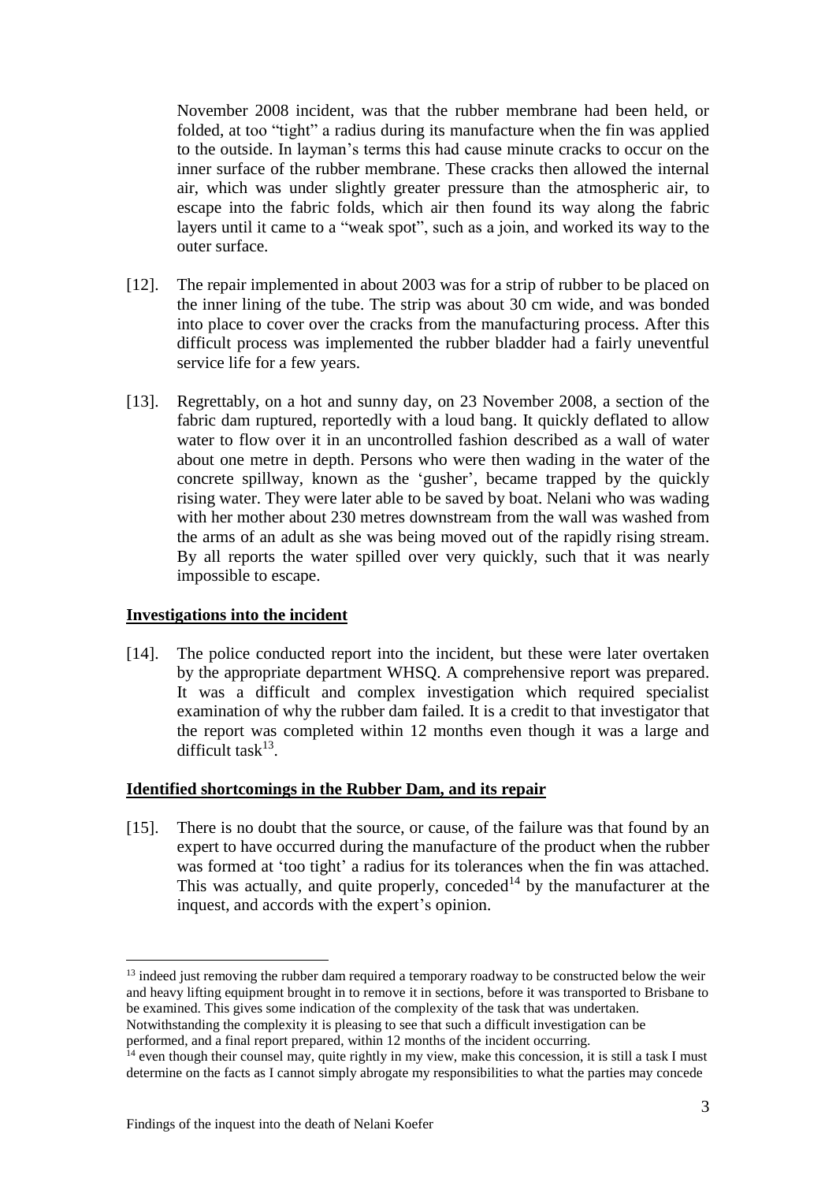November 2008 incident, was that the rubber membrane had been held, or folded, at too "tight" a radius during its manufacture when the fin was applied to the outside. In layman's terms this had cause minute cracks to occur on the inner surface of the rubber membrane. These cracks then allowed the internal air, which was under slightly greater pressure than the atmospheric air, to escape into the fabric folds, which air then found its way along the fabric layers until it came to a "weak spot", such as a join, and worked its way to the outer surface.

[12]. The repair implemented in about 2003 was for a strip of rubber to be placed on the inner lining of the tube. The strip was about 30 cm wide, and was bonded into place to cover over the cracks from the manufacturing process. After this difficult process was implemented the rubber bladder had a fairly uneventful service life for a few years.

[13]. Regrettably, on a hot and sunny day, on 23 November 2008, a section of the fabric dam ruptured, reportedly with a loud bang. It quickly deflated to allow water to flow over it in an uncontrolled fashion described as a wall of water about one metre in depth. Persons who were then wading in the water of the concrete spillway, known as the 'gusher', became trapped by the quickly rising water. They were later able to be saved by boat. Nelani who was wading with her mother about 230 metres downstream from the wall was washed from the arms of an adult as she was being moved out of the rapidly rising stream. By all reports the water spilled over very quickly, such that it was nearly impossible to escape.

## Investigations into the incident

[14]. The police conducted report into the incident, but these were later overtaken by the appropriate department WHSQ. A comprehensive report was prepared. It was a difficult and complex investigation which required specialist examination of why the rubber dam failed. It is a credit to that investigator that the report was completed within 12 months even though it was a large and difficult task[13].

## Identified shortcomings in the Rubber Dam, and its repair

[15]. There is no doubt that the source, or cause, of the failure was that found by an expert to have occurred during the manufacture of the product when the rubber was formed at 'too tight' a radius for its tolerances when the fin was attached. This was actually, and quite properly, conceded[14] by the manufacturer at the inquest, and accords with the expert's opinion.

---

[13] indeed just removing the rubber dam required a temporary roadway to be constructed below the weir and heavy lifting equipment brought in to remove it in sections, before it was transported to Brisbane to be examined. This gives some indication of the complexity of the task that was undertaken. Notwithstanding the complexity it is pleasing to see that such a difficult investigation can be performed, and a final report prepared, within 12 months of the incident occurring.

[14] even though their counsel may, quite rightly in my view, make this concession, it is still a task I must determine on the facts as I cannot simply abrogate my responsibilities to what the parties may concede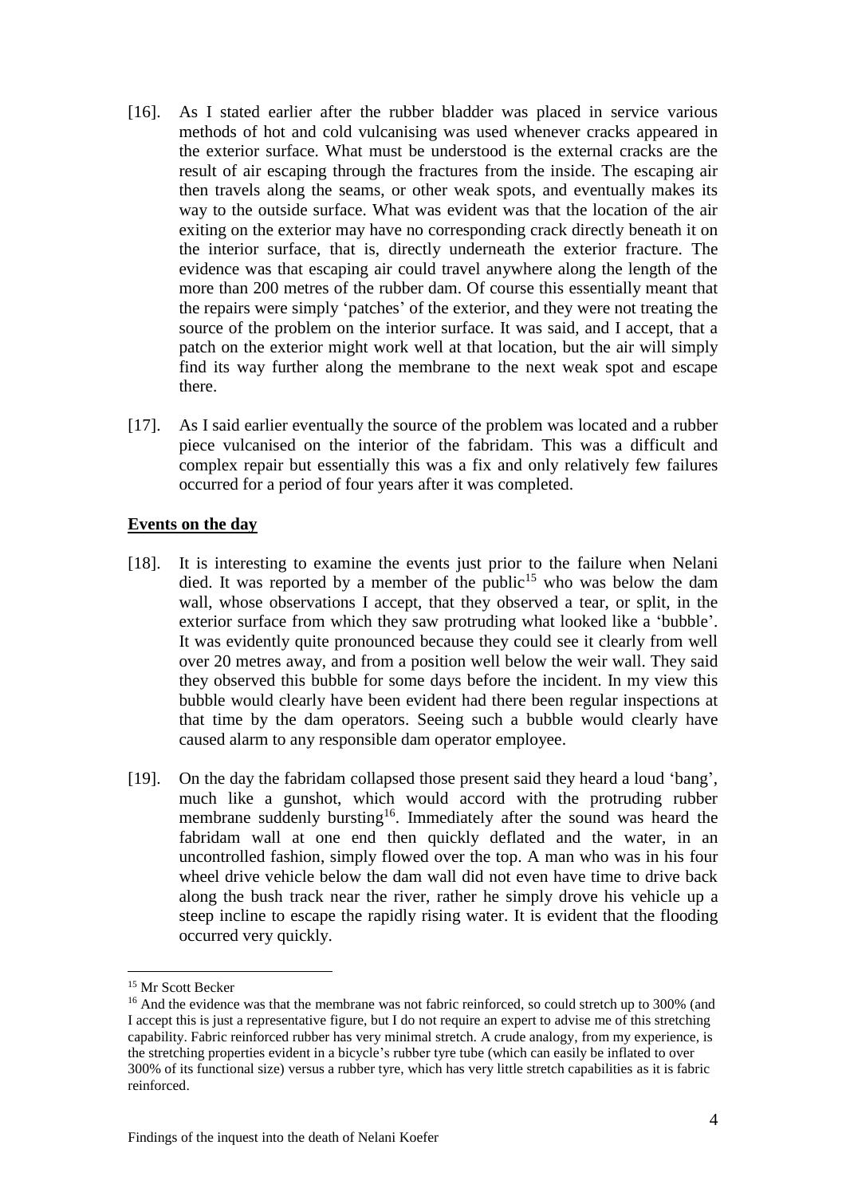[16]. As I stated earlier after the rubber bladder was placed in service various methods of hot and cold vulcanising was used whenever cracks appeared in the exterior surface. What must be understood is the external cracks are the result of air escaping through the fractures from the inside. The escaping air then travels along the seams, or other weak spots, and eventually makes its way to the outside surface. What was evident was that the location of the air exiting on the exterior may have no corresponding crack directly beneath it on the interior surface, that is, directly underneath the exterior fracture. The evidence was that escaping air could travel anywhere along the length of the more than 200 metres of the rubber dam. Of course this essentially meant that the repairs were simply 'patches' of the exterior, and they were not treating the source of the problem on the interior surface. It was said, and I accept, that a patch on the exterior might work well at that location, but the air will simply find its way further along the membrane to the next weak spot and escape there.

[17]. As I said earlier eventually the source of the problem was located and a rubber piece vulcanised on the interior of the fabridam. This was a difficult and complex repair but essentially this was a fix and only relatively few failures occurred for a period of four years after it was completed.

## <u>Events on the day</u>

[18]. It is interesting to examine the events just prior to the failure when Nelani died. It was reported by a member of the public[15] who was below the dam wall, whose observations I accept, that they observed a tear, or split, in the exterior surface from which they saw protruding what looked like a 'bubble'. It was evidently quite pronounced because they could see it clearly from well over 20 metres away, and from a position well below the weir wall. They said they observed this bubble for some days before the incident. In my view this bubble would clearly have been evident had there been regular inspections at that time by the dam operators. Seeing such a bubble would clearly have caused alarm to any responsible dam operator employee.

[19]. On the day the fabridam collapsed those present said they heard a loud 'bang', much like a gunshot, which would accord with the protruding rubber membrane suddenly bursting[16]. Immediately after the sound was heard the fabridam wall at one end then quickly deflated and the water, in an uncontrolled fashion, simply flowed over the top. A man who was in his four wheel drive vehicle below the dam wall did not even have time to drive back along the bush track near the river, rather he simply drove his vehicle up a steep incline to escape the rapidly rising water. It is evident that the flooding occurred very quickly.

---

[15] Mr Scott Becker

[16] And the evidence was that the membrane was not fabric reinforced, so could stretch up to 300% (and I accept this is just a representative figure, but I do not require an expert to advise me of this stretching capability. Fabric reinforced rubber has very minimal stretch. A crude analogy, from my experience, is the stretching properties evident in a bicycle's rubber tyre tube (which can easily be inflated to over 300% of its functional size) versus a rubber tyre, which has very little stretch capabilities as it is fabric reinforced.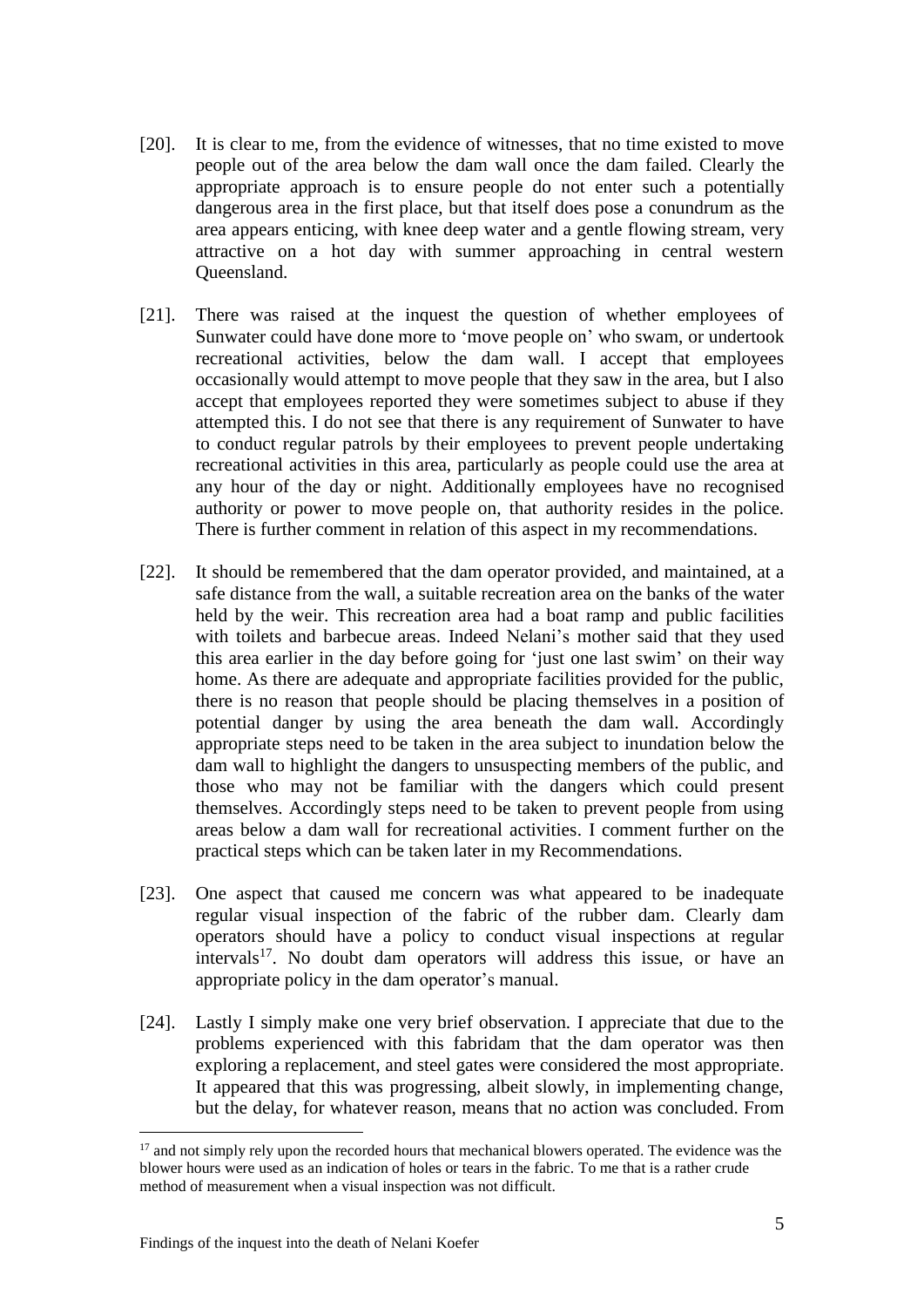[20]. It is clear to me, from the evidence of witnesses, that no time existed to move people out of the area below the dam wall once the dam failed. Clearly the appropriate approach is to ensure people do not enter such a potentially dangerous area in the first place, but that itself does pose a conundrum as the area appears enticing, with knee deep water and a gentle flowing stream, very attractive on a hot day with summer approaching in central western Queensland.

[21]. There was raised at the inquest the question of whether employees of Sunwater could have done more to 'move people on' who swam, or undertook recreational activities, below the dam wall. I accept that employees occasionally would attempt to move people that they saw in the area, but I also accept that employees reported they were sometimes subject to abuse if they attempted this. I do not see that there is any requirement of Sunwater to have to conduct regular patrols by their employees to prevent people undertaking recreational activities in this area, particularly as people could use the area at any hour of the day or night. Additionally employees have no recognised authority or power to move people on, that authority resides in the police. There is further comment in relation of this aspect in my recommendations.

[22]. It should be remembered that the dam operator provided, and maintained, at a safe distance from the wall, a suitable recreation area on the banks of the water held by the weir. This recreation area had a boat ramp and public facilities with toilets and barbecue areas. Indeed Nelani's mother said that they used this area earlier in the day before going for 'just one last swim' on their way home. As there are adequate and appropriate facilities provided for the public, there is no reason that people should be placing themselves in a position of potential danger by using the area beneath the dam wall. Accordingly appropriate steps need to be taken in the area subject to inundation below the dam wall to highlight the dangers to unsuspecting members of the public, and those who may not be familiar with the dangers which could present themselves. Accordingly steps need to be taken to prevent people from using areas below a dam wall for recreational activities. I comment further on the practical steps which can be taken later in my Recommendations.

[23]. One aspect that caused me concern was what appeared to be inadequate regular visual inspection of the fabric of the rubber dam. Clearly dam operators should have a policy to conduct visual inspections at regular intervals[17]. No doubt dam operators will address this issue, or have an appropriate policy in the dam operator's manual.

[24]. Lastly I simply make one very brief observation. I appreciate that due to the problems experienced with this fabridam that the dam operator was then exploring a replacement, and steel gates were considered the most appropriate. It appeared that this was progressing, albeit slowly, in implementing change, but the delay, for whatever reason, means that no action was concluded. From

---

[17] and not simply rely upon the recorded hours that mechanical blowers operated. The evidence was the blower hours were used as an indication of holes or tears in the fabric. To me that is a rather crude method of measurement when a visual inspection was not difficult.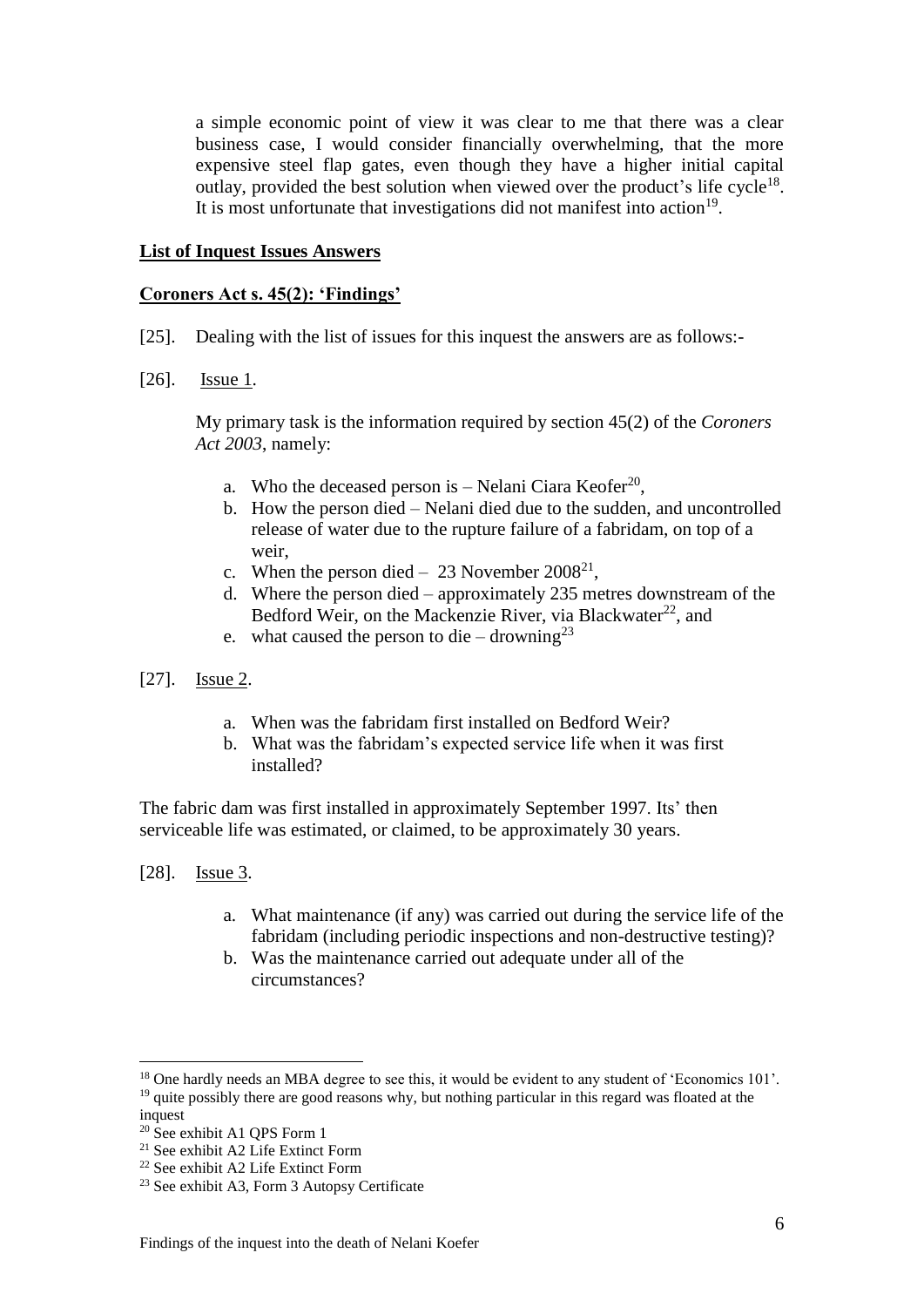a simple economic point of view it was clear to me that there was a clear business case, I would consider financially overwhelming, that the more expensive steel flap gates, even though they have a higher initial capital outlay, provided the best solution when viewed over the product's life cycle[18]. It is most unfortunate that investigations did not manifest into action[19].

**List of Inquest Issues Answers**

**Coroners Act s. 45(2): 'Findings'**

[25]. Dealing with the list of issues for this inquest the answers are as follows:-

[26]. Issue 1.

My primary task is the information required by section 45(2) of the *Coroners Act 2003*, namely:

a. Who the deceased person is – Nelani Ciara Keofer[20],
b. How the person died – Nelani died due to the sudden, and uncontrolled release of water due to the rupture failure of a fabridam, on top of a weir,
c. When the person died – 23 November 2008[21],
d. Where the person died – approximately 235 metres downstream of the Bedford Weir, on the Mackenzie River, via Blackwater[22], and
e. what caused the person to die – drowning[23]

[27]. Issue 2.

a. When was the fabridam first installed on Bedford Weir?
b. What was the fabridam's expected service life when it was first installed?

The fabric dam was first installed in approximately September 1997. Its' then serviceable life was estimated, or claimed, to be approximately 30 years.

[28]. Issue 3.

a. What maintenance (if any) was carried out during the service life of the fabridam (including periodic inspections and non-destructive testing)?
b. Was the maintenance carried out adequate under all of the circumstances?

---

[18] One hardly needs an MBA degree to see this, it would be evident to any student of 'Economics 101'.
[19] quite possibly there are good reasons why, but nothing particular in this regard was floated at the inquest
[20] See exhibit A1 QPS Form 1
[21] See exhibit A2 Life Extinct Form
[22] See exhibit A2 Life Extinct Form
[23] See exhibit A3, Form 3 Autopsy Certificate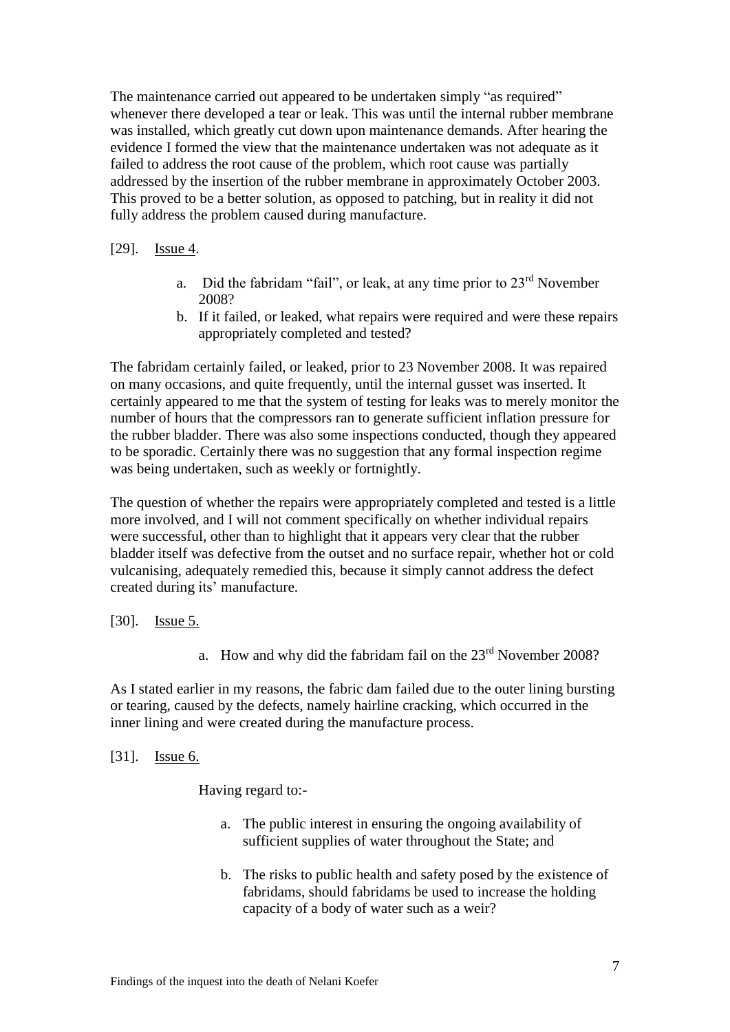The maintenance carried out appeared to be undertaken simply "as required" whenever there developed a tear or leak. This was until the internal rubber membrane was installed, which greatly cut down upon maintenance demands. After hearing the evidence I formed the view that the maintenance undertaken was not adequate as it failed to address the root cause of the problem, which root cause was partially addressed by the insertion of the rubber membrane in approximately October 2003. This proved to be a better solution, as opposed to patching, but in reality it did not fully address the problem caused during manufacture.

[29]. Issue 4.

a. Did the fabridam "fail", or leak, at any time prior to 23rd November 2008?
b. If it failed, or leaked, what repairs were required and were these repairs appropriately completed and tested?

The fabridam certainly failed, or leaked, prior to 23 November 2008. It was repaired on many occasions, and quite frequently, until the internal gusset was inserted. It certainly appeared to me that the system of testing for leaks was to merely monitor the number of hours that the compressors ran to generate sufficient inflation pressure for the rubber bladder. There was also some inspections conducted, though they appeared to be sporadic. Certainly there was no suggestion that any formal inspection regime was being undertaken, such as weekly or fortnightly.

The question of whether the repairs were appropriately completed and tested is a little more involved, and I will not comment specifically on whether individual repairs were successful, other than to highlight that it appears very clear that the rubber bladder itself was defective from the outset and no surface repair, whether hot or cold vulcanising, adequately remedied this, because it simply cannot address the defect created during its' manufacture.

[30]. Issue 5.

a. How and why did the fabridam fail on the 23rd November 2008?

As I stated earlier in my reasons, the fabric dam failed due to the outer lining bursting or tearing, caused by the defects, namely hairline cracking, which occurred in the inner lining and were created during the manufacture process.

[31]. Issue 6.

Having regard to:-

a. The public interest in ensuring the ongoing availability of sufficient supplies of water throughout the State; and

b. The risks to public health and safety posed by the existence of fabridams, should fabridams be used to increase the holding capacity of a body of water such as a weir?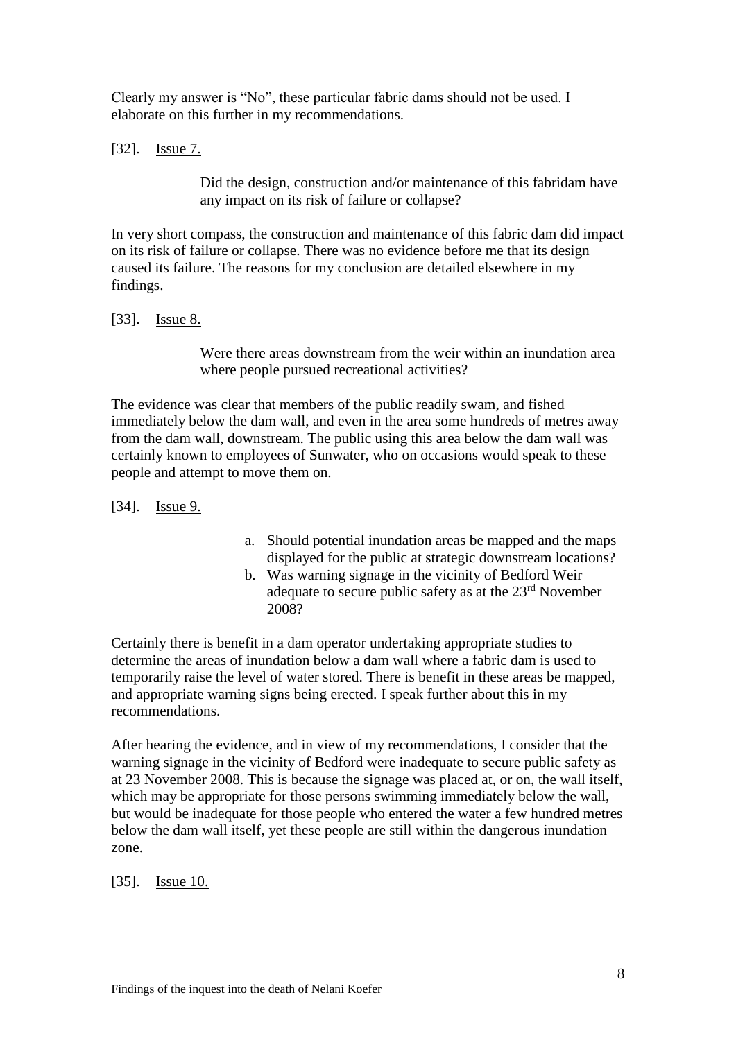Clearly my answer is "No", these particular fabric dams should not be used. I elaborate on this further in my recommendations.

[32]. Issue 7.

> Did the design, construction and/or maintenance of this fabridam have any impact on its risk of failure or collapse?

In very short compass, the construction and maintenance of this fabric dam did impact on its risk of failure or collapse. There was no evidence before me that its design caused its failure. The reasons for my conclusion are detailed elsewhere in my findings.

[33]. Issue 8.

> Were there areas downstream from the weir within an inundation area where people pursued recreational activities?

The evidence was clear that members of the public readily swam, and fished immediately below the dam wall, and even in the area some hundreds of metres away from the dam wall, downstream. The public using this area below the dam wall was certainly known to employees of Sunwater, who on occasions would speak to these people and attempt to move them on.

[34]. Issue 9.

> a. Should potential inundation areas be mapped and the maps displayed for the public at strategic downstream locations?
> b. Was warning signage in the vicinity of Bedford Weir adequate to secure public safety as at the 23rd November 2008?

Certainly there is benefit in a dam operator undertaking appropriate studies to determine the areas of inundation below a dam wall where a fabric dam is used to temporarily raise the level of water stored. There is benefit in these areas be mapped, and appropriate warning signs being erected. I speak further about this in my recommendations.

After hearing the evidence, and in view of my recommendations, I consider that the warning signage in the vicinity of Bedford were inadequate to secure public safety as at 23 November 2008. This is because the signage was placed at, or on, the wall itself, which may be appropriate for those persons swimming immediately below the wall, but would be inadequate for those people who entered the water a few hundred metres below the dam wall itself, yet these people are still within the dangerous inundation zone.

[35]. Issue 10.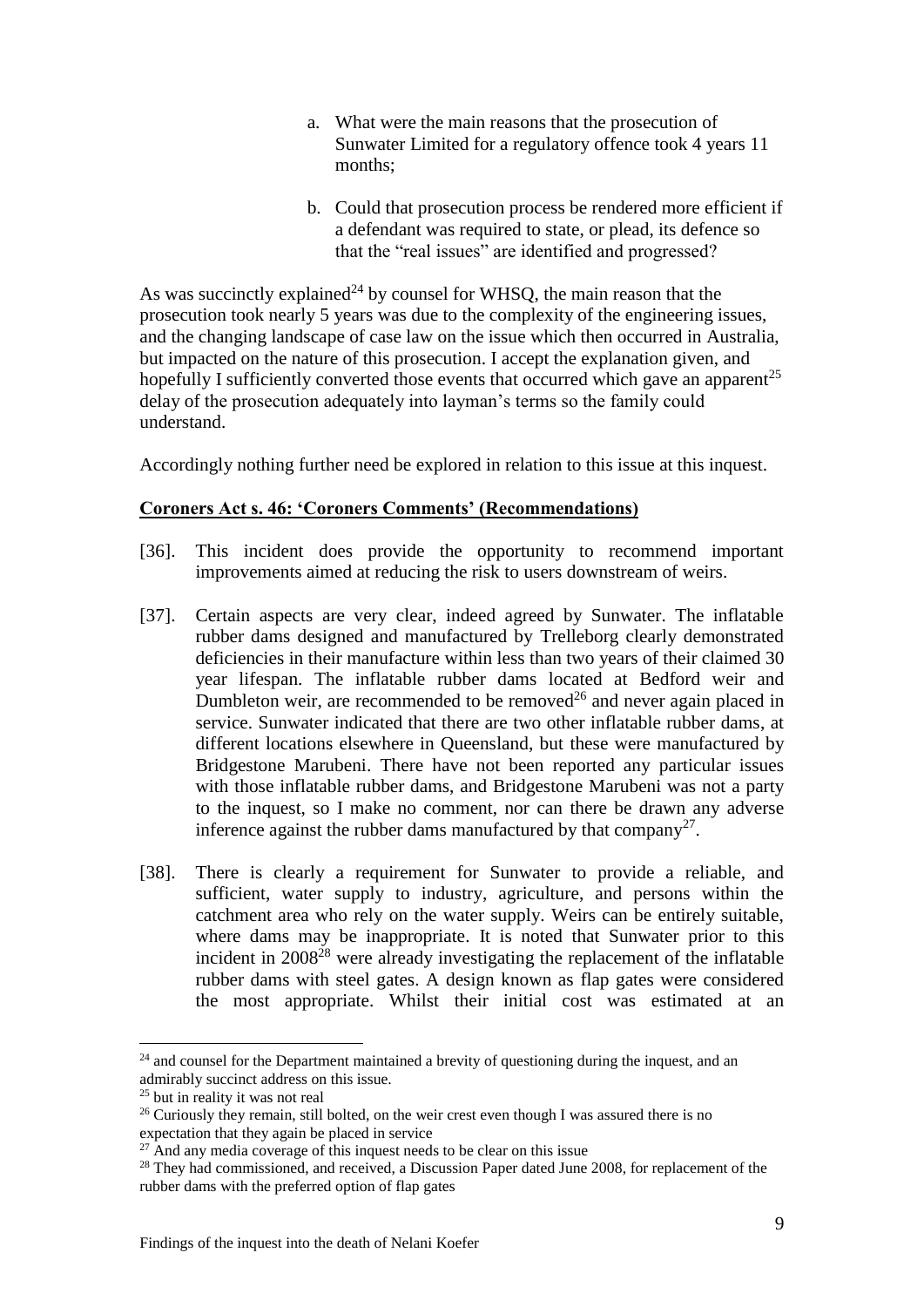a. What were the main reasons that the prosecution of Sunwater Limited for a regulatory offence took 4 years 11 months;

b. Could that prosecution process be rendered more efficient if a defendant was required to state, or plead, its defence so that the "real issues" are identified and progressed?

As was succinctly explained[24] by counsel for WHSQ, the main reason that the prosecution took nearly 5 years was due to the complexity of the engineering issues, and the changing landscape of case law on the issue which then occurred in Australia, but impacted on the nature of this prosecution. I accept the explanation given, and hopefully I sufficiently converted those events that occurred which gave an apparent[25] delay of the prosecution adequately into layman's terms so the family could understand.

Accordingly nothing further need be explored in relation to this issue at this inquest.

**Coroners Act s. 46: 'Coroners Comments' (Recommendations)**

[36]. This incident does provide the opportunity to recommend important improvements aimed at reducing the risk to users downstream of weirs.

[37]. Certain aspects are very clear, indeed agreed by Sunwater. The inflatable rubber dams designed and manufactured by Trelleborg clearly demonstrated deficiencies in their manufacture within less than two years of their claimed 30 year lifespan. The inflatable rubber dams located at Bedford weir and Dumbleton weir, are recommended to be removed[26] and never again placed in service. Sunwater indicated that there are two other inflatable rubber dams, at different locations elsewhere in Queensland, but these were manufactured by Bridgestone Marubeni. There have not been reported any particular issues with those inflatable rubber dams, and Bridgestone Marubeni was not a party to the inquest, so I make no comment, nor can there be drawn any adverse inference against the rubber dams manufactured by that company[27].

[38]. There is clearly a requirement for Sunwater to provide a reliable, and sufficient, water supply to industry, agriculture, and persons within the catchment area who rely on the water supply. Weirs can be entirely suitable, where dams may be inappropriate. It is noted that Sunwater prior to this incident in 2008[28] were already investigating the replacement of the inflatable rubber dams with steel gates. A design known as flap gates were considered the most appropriate. Whilst their initial cost was estimated at an

---

[24] and counsel for the Department maintained a brevity of questioning during the inquest, and an admirably succinct address on this issue.

[25] but in reality it was not real

[26] Curiously they remain, still bolted, on the weir crest even though I was assured there is no expectation that they again be placed in service

[27] And any media coverage of this inquest needs to be clear on this issue

[28] They had commissioned, and received, a Discussion Paper dated June 2008, for replacement of the rubber dams with the preferred option of flap gates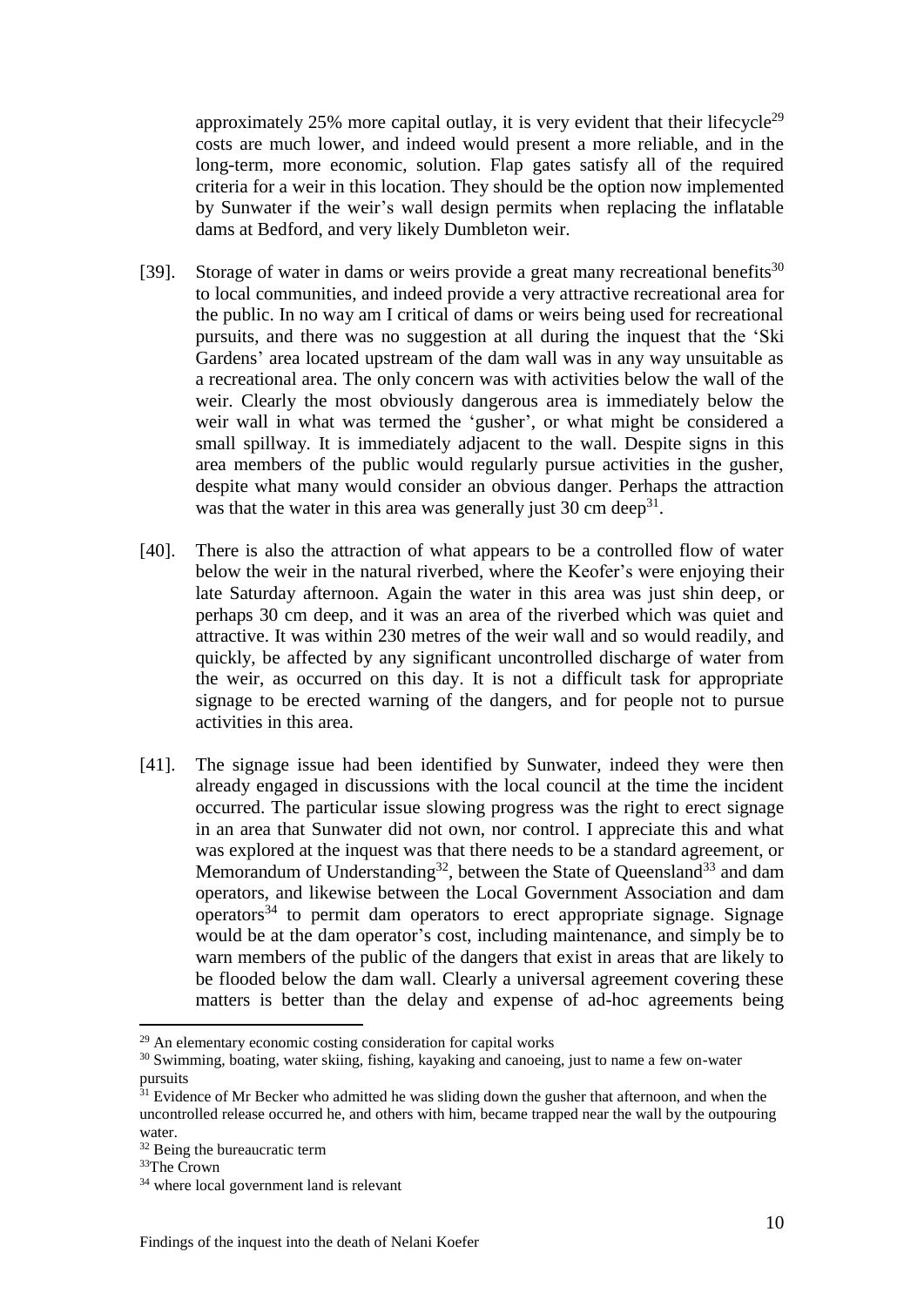approximately 25% more capital outlay, it is very evident that their lifecycle[29] costs are much lower, and indeed would present a more reliable, and in the long-term, more economic, solution. Flap gates satisfy all of the required criteria for a weir in this location. They should be the option now implemented by Sunwater if the weir's wall design permits when replacing the inflatable dams at Bedford, and very likely Dumbleton weir.

[39]. Storage of water in dams or weirs provide a great many recreational benefits[30] to local communities, and indeed provide a very attractive recreational area for the public. In no way am I critical of dams or weirs being used for recreational pursuits, and there was no suggestion at all during the inquest that the 'Ski Gardens' area located upstream of the dam wall was in any way unsuitable as a recreational area. The only concern was with activities below the wall of the weir. Clearly the most obviously dangerous area is immediately below the weir wall in what was termed the 'gusher', or what might be considered a small spillway. It is immediately adjacent to the wall. Despite signs in this area members of the public would regularly pursue activities in the gusher, despite what many would consider an obvious danger. Perhaps the attraction was that the water in this area was generally just 30 cm deep[31].

[40]. There is also the attraction of what appears to be a controlled flow of water below the weir in the natural riverbed, where the Keofer's were enjoying their late Saturday afternoon. Again the water in this area was just shin deep, or perhaps 30 cm deep, and it was an area of the riverbed which was quiet and attractive. It was within 230 metres of the weir wall and so would readily, and quickly, be affected by any significant uncontrolled discharge of water from the weir, as occurred on this day. It is not a difficult task for appropriate signage to be erected warning of the dangers, and for people not to pursue activities in this area.

[41]. The signage issue had been identified by Sunwater, indeed they were then already engaged in discussions with the local council at the time the incident occurred. The particular issue slowing progress was the right to erect signage in an area that Sunwater did not own, nor control. I appreciate this and what was explored at the inquest was that there needs to be a standard agreement, or Memorandum of Understanding[32], between the State of Queensland[33] and dam operators, and likewise between the Local Government Association and dam operators[34] to permit dam operators to erect appropriate signage. Signage would be at the dam operator's cost, including maintenance, and simply be to warn members of the public of the dangers that exist in areas that are likely to be flooded below the dam wall. Clearly a universal agreement covering these matters is better than the delay and expense of ad-hoc agreements being

---

[29] An elementary economic costing consideration for capital works

[30] Swimming, boating, water skiing, fishing, kayaking and canoeing, just to name a few on-water pursuits

[31] Evidence of Mr Becker who admitted he was sliding down the gusher that afternoon, and when the uncontrolled release occurred he, and others with him, became trapped near the wall by the outpouring water.

[32] Being the bureaucratic term

[33] The Crown

[34] where local government land is relevant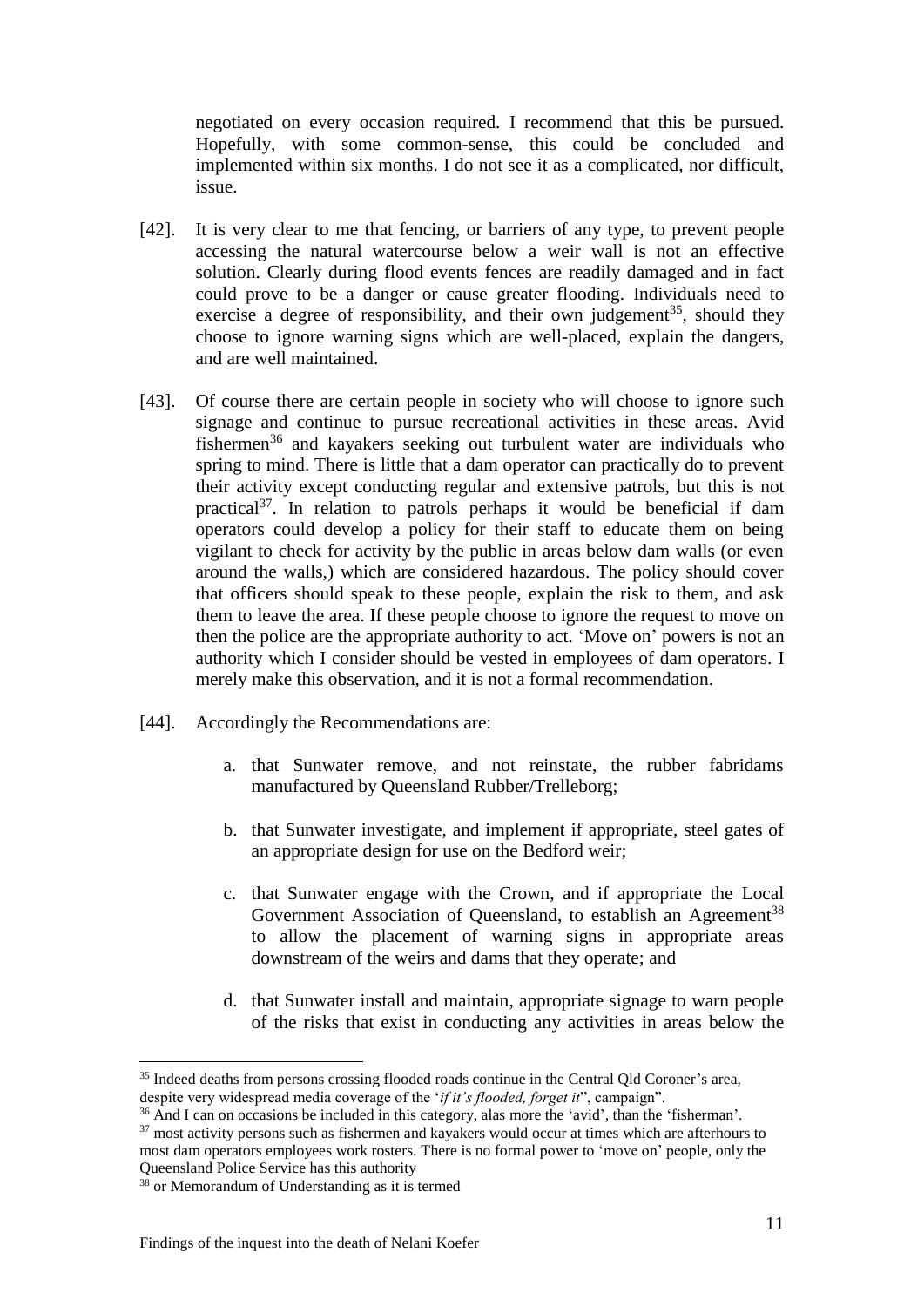negotiated on every occasion required. I recommend that this be pursued. Hopefully, with some common-sense, this could be concluded and implemented within six months. I do not see it as a complicated, nor difficult, issue.

[42]. It is very clear to me that fencing, or barriers of any type, to prevent people accessing the natural watercourse below a weir wall is not an effective solution. Clearly during flood events fences are readily damaged and in fact could prove to be a danger or cause greater flooding. Individuals need to exercise a degree of responsibility, and their own judgement[35], should they choose to ignore warning signs which are well-placed, explain the dangers, and are well maintained.

[43]. Of course there are certain people in society who will choose to ignore such signage and continue to pursue recreational activities in these areas. Avid fishermen[36] and kayakers seeking out turbulent water are individuals who spring to mind. There is little that a dam operator can practically do to prevent their activity except conducting regular and extensive patrols, but this is not practical[37]. In relation to patrols perhaps it would be beneficial if dam operators could develop a policy for their staff to educate them on being vigilant to check for activity by the public in areas below dam walls (or even around the walls,) which are considered hazardous. The policy should cover that officers should speak to these people, explain the risk to them, and ask them to leave the area. If these people choose to ignore the request to move on then the police are the appropriate authority to act. 'Move on' powers is not an authority which I consider should be vested in employees of dam operators. I merely make this observation, and it is not a formal recommendation.

[44]. Accordingly the Recommendations are:

a. that Sunwater remove, and not reinstate, the rubber fabridams manufactured by Queensland Rubber/Trelleborg;

b. that Sunwater investigate, and implement if appropriate, steel gates of an appropriate design for use on the Bedford weir;

c. that Sunwater engage with the Crown, and if appropriate the Local Government Association of Queensland, to establish an Agreement[38] to allow the placement of warning signs in appropriate areas downstream of the weirs and dams that they operate; and

d. that Sunwater install and maintain, appropriate signage to warn people of the risks that exist in conducting any activities in areas below the

---

[35] Indeed deaths from persons crossing flooded roads continue in the Central Qld Coroner's area, despite very widespread media coverage of the '*if it's flooded, forget it*", campaign".

[36] And I can on occasions be included in this category, alas more the 'avid', than the 'fisherman'.

[37] most activity persons such as fishermen and kayakers would occur at times which are afterhours to most dam operators employees work rosters. There is no formal power to 'move on' people, only the Queensland Police Service has this authority

[38] or Memorandum of Understanding as it is termed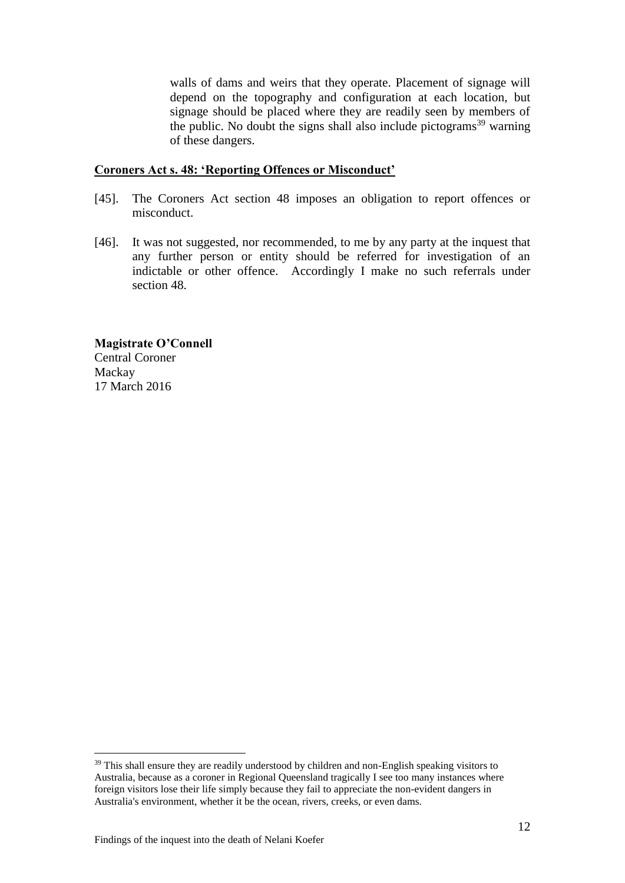walls of dams and weirs that they operate. Placement of signage will depend on the topography and configuration at each location, but signage should be placed where they are readily seen by members of the public. No doubt the signs shall also include pictograms[39] warning of these dangers.

## Coroners Act s. 48: 'Reporting Offences or Misconduct'

[45]. The Coroners Act section 48 imposes an obligation to report offences or misconduct.

[46]. It was not suggested, nor recommended, to me by any party at the inquest that any further person or entity should be referred for investigation of an indictable or other offence. Accordingly I make no such referrals under section 48.

**Magistrate O'Connell**
Central Coroner
Mackay
17 March 2016

---

[39] This shall ensure they are readily understood by children and non-English speaking visitors to Australia, because as a coroner in Regional Queensland tragically I see too many instances where foreign visitors lose their life simply because they fail to appreciate the non-evident dangers in Australia's environment, whether it be the ocean, rivers, creeks, or even dams.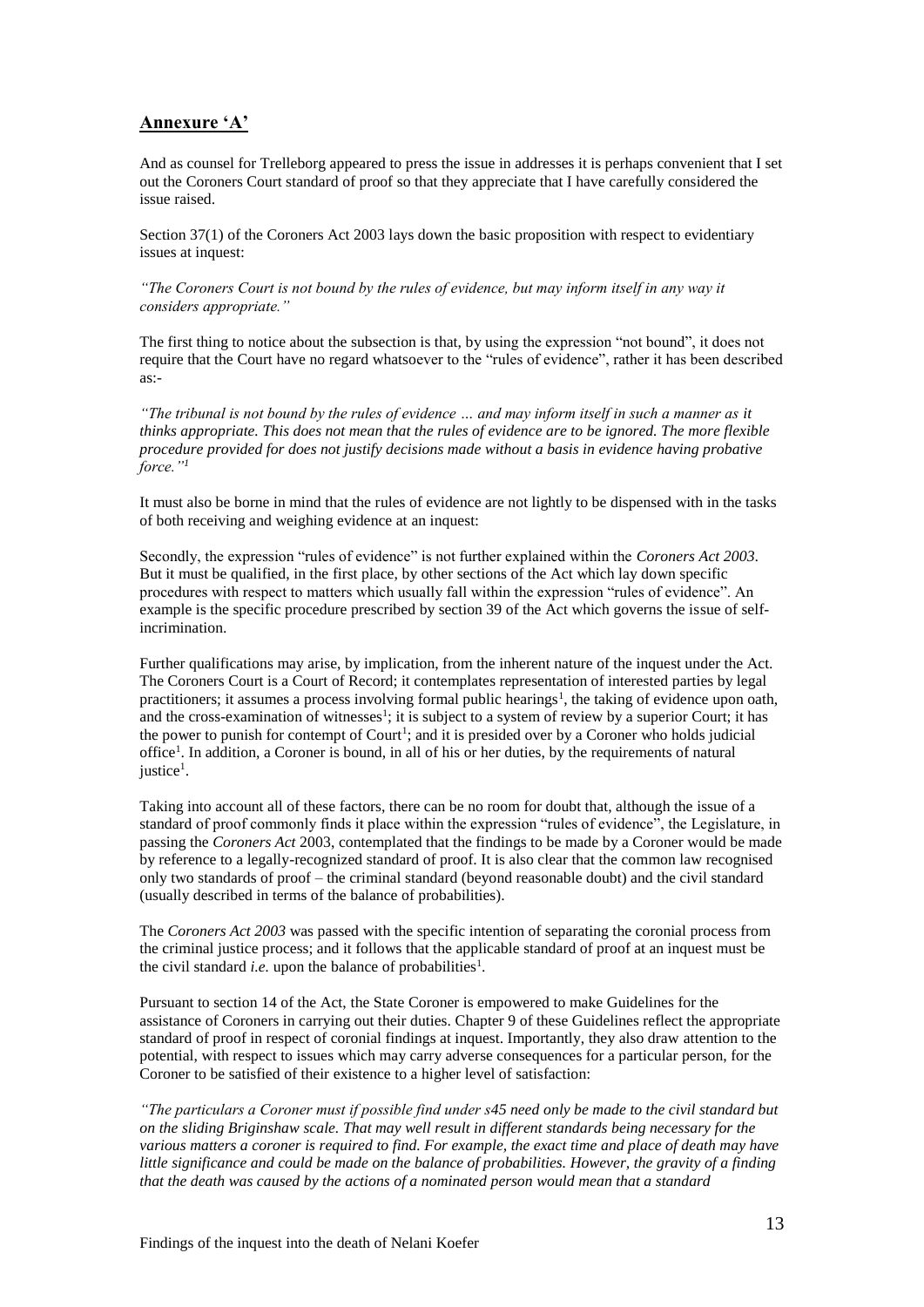## Annexure 'A'

And as counsel for Trelleborg appeared to press the issue in addresses it is perhaps convenient that I set out the Coroners Court standard of proof so that they appreciate that I have carefully considered the issue raised.

Section 37(1) of the Coroners Act 2003 lays down the basic proposition with respect to evidentiary issues at inquest:

*"The Coroners Court is not bound by the rules of evidence, but may inform itself in any way it considers appropriate."*

The first thing to notice about the subsection is that, by using the expression "not bound", it does not require that the Court have no regard whatsoever to the "rules of evidence", rather it has been described as:-

*"The tribunal is not bound by the rules of evidence … and may inform itself in such a manner as it thinks appropriate. This does not mean that the rules of evidence are to be ignored. The more flexible procedure provided for does not justify decisions made without a basis in evidence having probative force."*[1]

It must also be borne in mind that the rules of evidence are not lightly to be dispensed with in the tasks of both receiving and weighing evidence at an inquest:

Secondly, the expression "rules of evidence" is not further explained within the *Coroners Act 2003*. But it must be qualified, in the first place, by other sections of the Act which lay down specific procedures with respect to matters which usually fall within the expression "rules of evidence". An example is the specific procedure prescribed by section 39 of the Act which governs the issue of self-incrimination.

Further qualifications may arise, by implication, from the inherent nature of the inquest under the Act. The Coroners Court is a Court of Record; it contemplates representation of interested parties by legal practitioners; it assumes a process involving formal public hearings[1], the taking of evidence upon oath, and the cross-examination of witnesses[1]; it is subject to a system of review by a superior Court; it has the power to punish for contempt of Court[1]; and it is presided over by a Coroner who holds judicial office[1]. In addition, a Coroner is bound, in all of his or her duties, by the requirements of natural justice[1].

Taking into account all of these factors, there can be no room for doubt that, although the issue of a standard of proof commonly finds it place within the expression "rules of evidence", the Legislature, in passing the *Coroners Act* 2003, contemplated that the findings to be made by a Coroner would be made by reference to a legally-recognized standard of proof. It is also clear that the common law recognised only two standards of proof – the criminal standard (beyond reasonable doubt) and the civil standard (usually described in terms of the balance of probabilities).

The *Coroners Act 2003* was passed with the specific intention of separating the coronial process from the criminal justice process; and it follows that the applicable standard of proof at an inquest must be the civil standard *i.e.* upon the balance of probabilities[1].

Pursuant to section 14 of the Act, the State Coroner is empowered to make Guidelines for the assistance of Coroners in carrying out their duties. Chapter 9 of these Guidelines reflect the appropriate standard of proof in respect of coronial findings at inquest. Importantly, they also draw attention to the potential, with respect to issues which may carry adverse consequences for a particular person, for the Coroner to be satisfied of their existence to a higher level of satisfaction:

*"The particulars a Coroner must if possible find under s45 need only be made to the civil standard but on the sliding Briginshaw scale. That may well result in different standards being necessary for the various matters a coroner is required to find. For example, the exact time and place of death may have little significance and could be made on the balance of probabilities. However, the gravity of a finding that the death was caused by the actions of a nominated person would mean that a standard*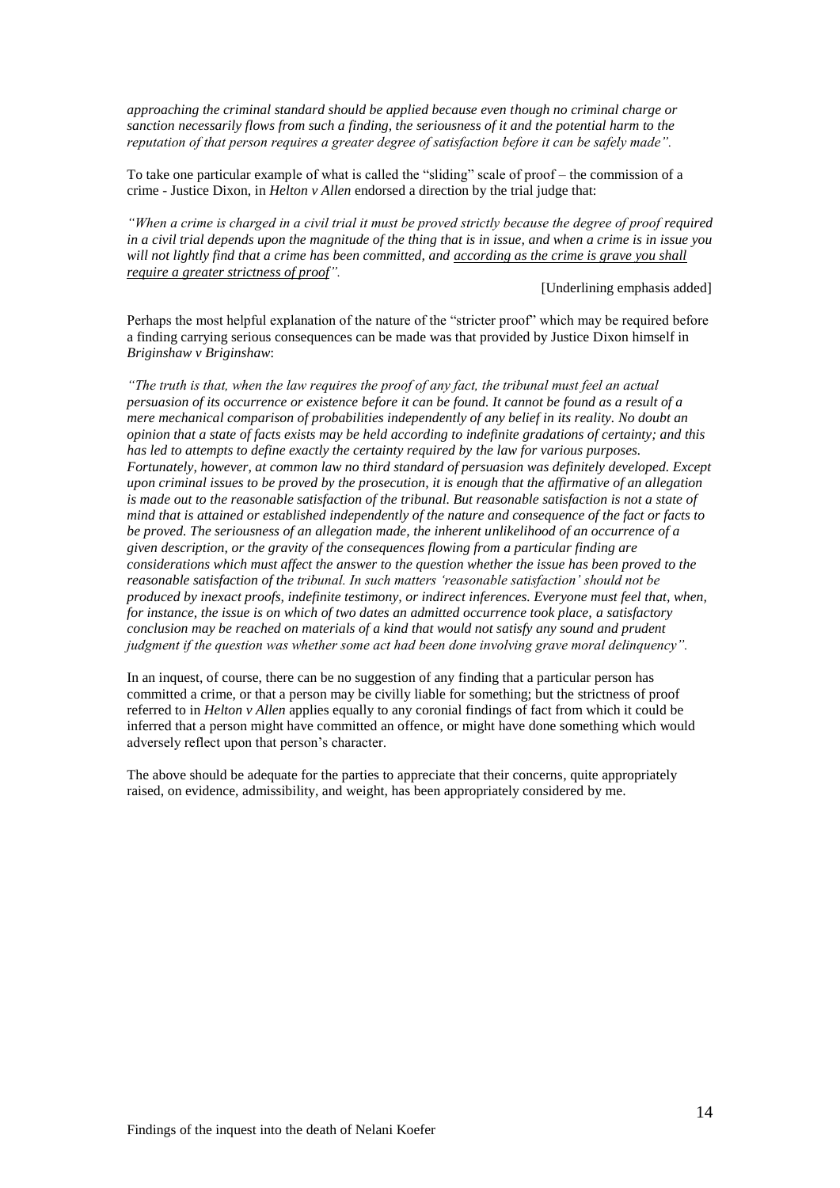*approaching the criminal standard should be applied because even though no criminal charge or sanction necessarily flows from such a finding, the seriousness of it and the potential harm to the reputation of that person requires a greater degree of satisfaction before it can be safely made".*

To take one particular example of what is called the "sliding" scale of proof – the commission of a crime - Justice Dixon, in *Helton v Allen* endorsed a direction by the trial judge that:

*"When a crime is charged in a civil trial it must be proved strictly because the degree of proof required in a civil trial depends upon the magnitude of the thing that is in issue, and when a crime is in issue you will not lightly find that a crime has been committed, and <u>according as the crime is grave you shall require a greater strictness of proof</u>".*

[Underlining emphasis added]

Perhaps the most helpful explanation of the nature of the "stricter proof" which may be required before a finding carrying serious consequences can be made was that provided by Justice Dixon himself in *Briginshaw v Briginshaw*:

*"The truth is that, when the law requires the proof of any fact, the tribunal must feel an actual persuasion of its occurrence or existence before it can be found. It cannot be found as a result of a mere mechanical comparison of probabilities independently of any belief in its reality. No doubt an opinion that a state of facts exists may be held according to indefinite gradations of certainty; and this has led to attempts to define exactly the certainty required by the law for various purposes. Fortunately, however, at common law no third standard of persuasion was definitely developed. Except upon criminal issues to be proved by the prosecution, it is enough that the affirmative of an allegation is made out to the reasonable satisfaction of the tribunal. But reasonable satisfaction is not a state of mind that is attained or established independently of the nature and consequence of the fact or facts to be proved. The seriousness of an allegation made, the inherent unlikelihood of an occurrence of a given description, or the gravity of the consequences flowing from a particular finding are considerations which must affect the answer to the question whether the issue has been proved to the reasonable satisfaction of the tribunal. In such matters 'reasonable satisfaction' should not be produced by inexact proofs, indefinite testimony, or indirect inferences. Everyone must feel that, when, for instance, the issue is on which of two dates an admitted occurrence took place, a satisfactory conclusion may be reached on materials of a kind that would not satisfy any sound and prudent judgment if the question was whether some act had been done involving grave moral delinquency".*

In an inquest, of course, there can be no suggestion of any finding that a particular person has committed a crime, or that a person may be civilly liable for something; but the strictness of proof referred to in *Helton v Allen* applies equally to any coronial findings of fact from which it could be inferred that a person might have committed an offence, or might have done something which would adversely reflect upon that person's character.

The above should be adequate for the parties to appreciate that their concerns, quite appropriately raised, on evidence, admissibility, and weight, has been appropriately considered by me.